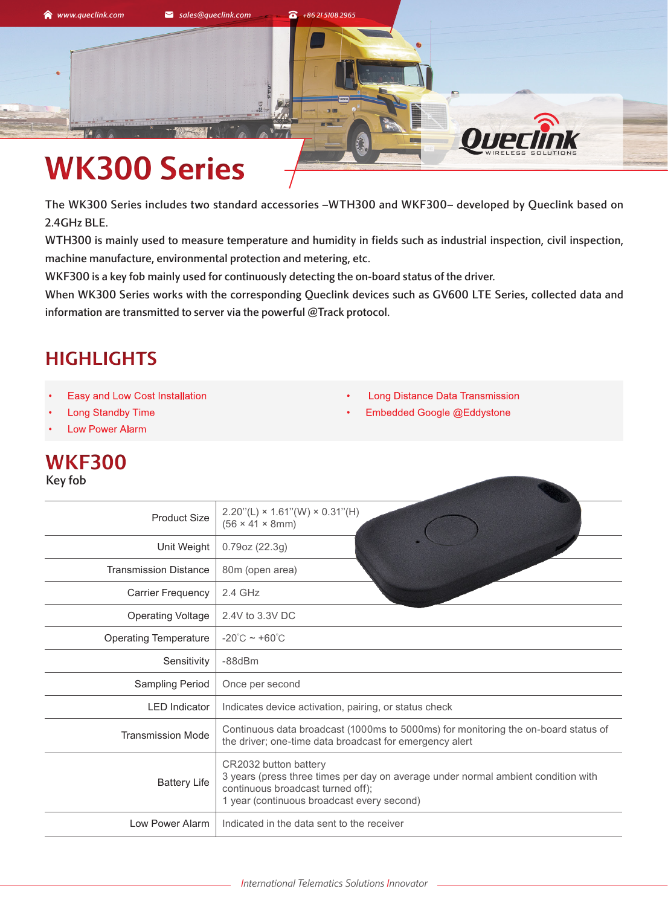# WK300 Series

The WK300 Series includes two standard accessories –WTH300 and WKF300– developed by Queclink based on 2.4GHz BLE.

WTH300 is mainly used to measure temperature and humidity in fields such as industrial inspection, civil inspection, machine manufacture, environmental protection and metering, etc.

WKF300 is a key fob mainly used for continuously detecting the on-board status of the driver.

When WK300 Series works with the corresponding Queclink devices such as GV600 LTE Series, collected data and information are transmitted to server via the powerful @Track protocol.

## HIGHLIGHTS

- Easy and Low Cost Installation
- Long Standby Time
- Low Power Alarm
- Long Distance Data Transmission
- Embedded Google @Eddystone

## WKF300

Key fob

| | |
|---|---|
| Product Size | 2.20''(L) × 1.61''(W) × 0.31''(H)<br>(56 × 41 × 8mm) |
| Unit Weight | 0.79oz (22.3g) |
| Transmission Distance | 80m (open area) |
| Carrier Frequency | 2.4 GHz |
| Operating Voltage | 2.4V to 3.3V DC |
| Operating Temperature | -20˚C ~ +60˚C |
| Sensitivity | -88dBm |
| Sampling Period | Once per second |
| LED Indicator | Indicates device activation, pairing, or status check |
| Transmission Mode | Continuous data broadcast (1000ms to 5000ms) for monitoring the on-board status of the driver; one-time data broadcast for emergency alert |
| Battery Life | CR2032 button battery<br>3 years (press three times per day on average under normal ambient condition with continuous broadcast turned off);<br>1 year (continuous broadcast every second) |
| Low Power Alarm | Indicated in the data sent to the receiver |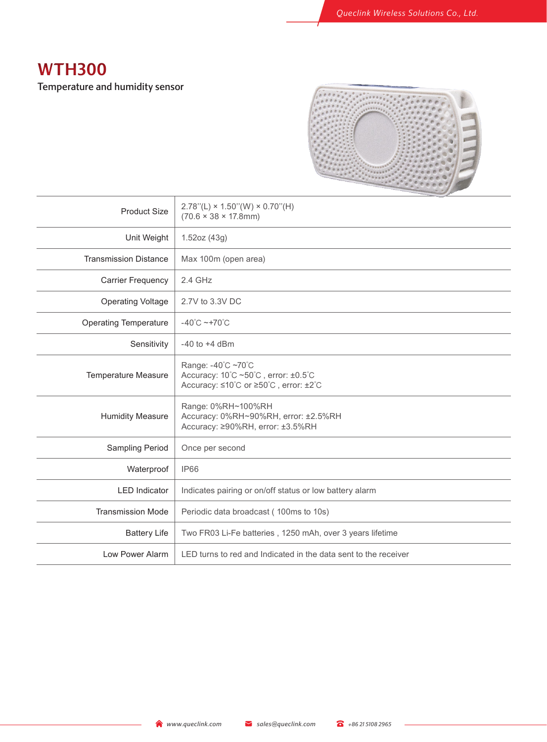# WTH300

## Temperature and humidity sensor

| | |
|---|---|
| Product Size | 2.78''(L) × 1.50''(W) × 0.70''(H)<br>(70.6 × 38 × 17.8mm) |
| Unit Weight | 1.52oz (43g) |
| Transmission Distance | Max 100m (open area) |
| Carrier Frequency | 2.4 GHz |
| Operating Voltage | 2.7V to 3.3V DC |
| Operating Temperature | -40°C ~+70°C |
| Sensitivity | -40 to +4 dBm |
| Temperature Measure | Range: -40°C ~70°C<br>Accuracy: 10°C ~50°C , error: ±0.5°C<br>Accuracy: ≤10°C or ≥50°C , error: ±2°C |
| Humidity Measure | Range: 0%RH~100%RH<br>Accuracy: 0%RH~90%RH, error: ±2.5%RH<br>Accuracy: ≥90%RH, error: ±3.5%RH |
| Sampling Period | Once per second |
| Waterproof | IP66 |
| LED Indicator | Indicates pairing or on/off status or low battery alarm |
| Transmission Mode | Periodic data broadcast ( 100ms to 10s) |
| Battery Life | Two FR03 Li-Fe batteries , 1250 mAh, over 3 years lifetime |
| Low Power Alarm | LED turns to red and Indicated in the data sent to the receiver |